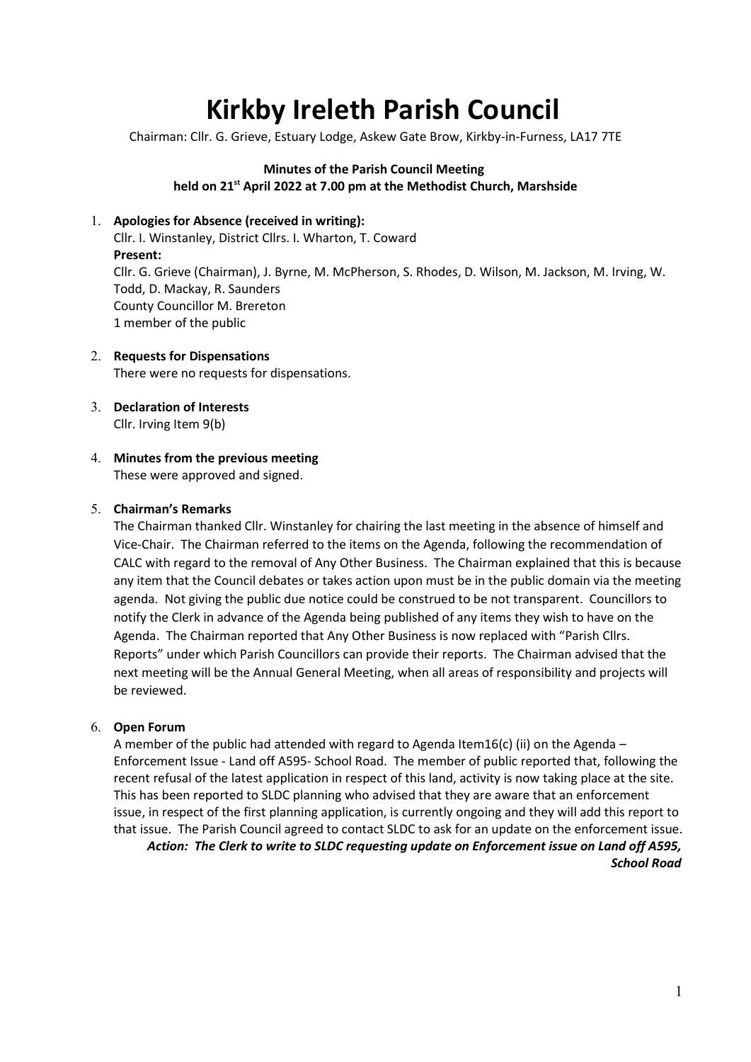# Kirkby Ireleth Parish Council

Chairman: Cllr. G. Grieve, Estuary Lodge, Askew Gate Brow, Kirkby-in-Furness, LA17 7TE

**Minutes of the Parish Council Meeting**
**held on 21st April 2022 at 7.00 pm at the Methodist Church, Marshside**

1. **Apologies for Absence (received in writing):**
   Cllr. I. Winstanley, District Cllrs. I. Wharton, T. Coward
   **Present:**
   Cllr. G. Grieve (Chairman), J. Byrne, M. McPherson, S. Rhodes, D. Wilson, M. Jackson, M. Irving, W. Todd, D. Mackay, R. Saunders
   County Councillor M. Brereton
   1 member of the public

2. **Requests for Dispensations**
   There were no requests for dispensations.

3. **Declaration of Interests**
   Cllr. Irving Item 9(b)

4. **Minutes from the previous meeting**
   These were approved and signed.

5. **Chairman's Remarks**
   The Chairman thanked Cllr. Winstanley for chairing the last meeting in the absence of himself and Vice-Chair. The Chairman referred to the items on the Agenda, following the recommendation of CALC with regard to the removal of Any Other Business. The Chairman explained that this is because any item that the Council debates or takes action upon must be in the public domain via the meeting agenda. Not giving the public due notice could be construed to be not transparent. Councillors to notify the Clerk in advance of the Agenda being published of any items they wish to have on the Agenda. The Chairman reported that Any Other Business is now replaced with "Parish Cllrs. Reports" under which Parish Councillors can provide their reports. The Chairman advised that the next meeting will be the Annual General Meeting, when all areas of responsibility and projects will be reviewed.

6. **Open Forum**
   A member of the public had attended with regard to Agenda Item16(c) (ii) on the Agenda – Enforcement Issue - Land off A595- School Road. The member of public reported that, following the recent refusal of the latest application in respect of this land, activity is now taking place at the site. This has been reported to SLDC planning who advised that they are aware that an enforcement issue, in respect of the first planning application, is currently ongoing and they will add this report to that issue. The Parish Council agreed to contact SLDC to ask for an update on the enforcement issue.
   ***Action: The Clerk to write to SLDC requesting update on Enforcement issue on Land off A595, School Road***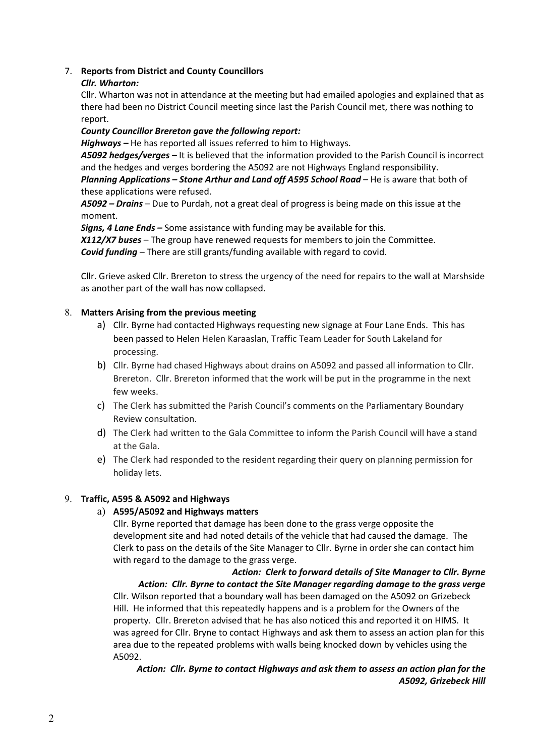7. **Reports from District and County Councillors**

   ***Cllr. Wharton:***

   Cllr. Wharton was not in attendance at the meeting but had emailed apologies and explained that as there had been no District Council meeting since last the Parish Council met, there was nothing to report.

   ***County Councillor Brereton gave the following report:***

   ***Highways –*** He has reported all issues referred to him to Highways.

   ***A5092 hedges/verges –*** It is believed that the information provided to the Parish Council is incorrect and the hedges and verges bordering the A5092 are not Highways England responsibility.

   ***Planning Applications – Stone Arthur and Land off A595 School Road*** – He is aware that both of these applications were refused.

   ***A5092 – Drains*** – Due to Purdah, not a great deal of progress is being made on this issue at the moment.

   ***Signs, 4 Lane Ends –*** Some assistance with funding may be available for this.

   ***X112/X7 buses*** – The group have renewed requests for members to join the Committee.

   ***Covid funding*** – There are still grants/funding available with regard to covid.

   Cllr. Grieve asked Cllr. Brereton to stress the urgency of the need for repairs to the wall at Marshside as another part of the wall has now collapsed.

8. **Matters Arising from the previous meeting**

   a) Cllr. Byrne had contacted Highways requesting new signage at Four Lane Ends. This has been passed to Helen Helen Karaaslan, Traffic Team Leader for South Lakeland for processing.

   b) Cllr. Byrne had chased Highways about drains on A5092 and passed all information to Cllr. Brereton. Cllr. Brereton informed that the work will be put in the programme in the next few weeks.

   c) The Clerk has submitted the Parish Council's comments on the Parliamentary Boundary Review consultation.

   d) The Clerk had written to the Gala Committee to inform the Parish Council will have a stand at the Gala.

   e) The Clerk had responded to the resident regarding their query on planning permission for holiday lets.

9. **Traffic, A595 & A5092 and Highways**

   a) **A595/A5092 and Highways matters**

   Cllr. Byrne reported that damage has been done to the grass verge opposite the development site and had noted details of the vehicle that had caused the damage. The Clerk to pass on the details of the Site Manager to Cllr. Byrne in order she can contact him with regard to the damage to the grass verge.

   ***Action: Clerk to forward details of Site Manager to Cllr. Byrne***

   ***Action: Cllr. Byrne to contact the Site Manager regarding damage to the grass verge***

   Cllr. Wilson reported that a boundary wall has been damaged on the A5092 on Grizebeck Hill. He informed that this repeatedly happens and is a problem for the Owners of the property. Cllr. Brereton advised that he has also noticed this and reported it on HIMS. It was agreed for Cllr. Bryne to contact Highways and ask them to assess an action plan for this area due to the repeated problems with walls being knocked down by vehicles using the A5092.

   ***Action: Cllr. Byrne to contact Highways and ask them to assess an action plan for the A5092, Grizebeck Hill***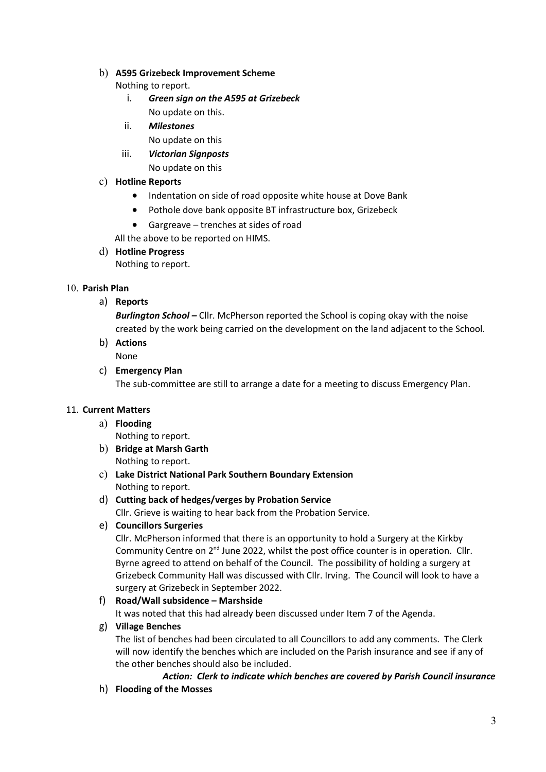b) **A595 Grizebeck Improvement Scheme**
   Nothing to report.
   i. ***Green sign on the A595 at Grizebeck***
      No update on this.
   ii. ***Milestones***
      No update on this
   iii. ***Victorian Signposts***
      No update on this

c) **Hotline Reports**
   - Indentation on side of road opposite white house at Dove Bank
   - Pothole dove bank opposite BT infrastructure box, Grizebeck
   - Gargreave – trenches at sides of road

   All the above to be reported on HIMS.

d) **Hotline Progress**
   Nothing to report.

10. **Parish Plan**

a) **Reports**
   ***Burlington School –*** Cllr. McPherson reported the School is coping okay with the noise created by the work being carried on the development on the land adjacent to the School.

b) **Actions**
   None

c) **Emergency Plan**
   The sub-committee are still to arrange a date for a meeting to discuss Emergency Plan.

11. **Current Matters**

a) **Flooding**
   Nothing to report.

b) **Bridge at Marsh Garth**
   Nothing to report.

c) **Lake District National Park Southern Boundary Extension**
   Nothing to report.

d) **Cutting back of hedges/verges by Probation Service**
   Cllr. Grieve is waiting to hear back from the Probation Service.

e) **Councillors Surgeries**
   Cllr. McPherson informed that there is an opportunity to hold a Surgery at the Kirkby Community Centre on 2nd June 2022, whilst the post office counter is in operation. Cllr. Byrne agreed to attend on behalf of the Council. The possibility of holding a surgery at Grizebeck Community Hall was discussed with Cllr. Irving. The Council will look to have a surgery at Grizebeck in September 2022.

f) **Road/Wall subsidence – Marshside**
   It was noted that this had already been discussed under Item 7 of the Agenda.

g) **Village Benches**
   The list of benches had been circulated to all Councillors to add any comments. The Clerk will now identify the benches which are included on the Parish insurance and see if any of the other benches should also be included.

   ***Action: Clerk to indicate which benches are covered by Parish Council insurance***

h) **Flooding of the Mosses**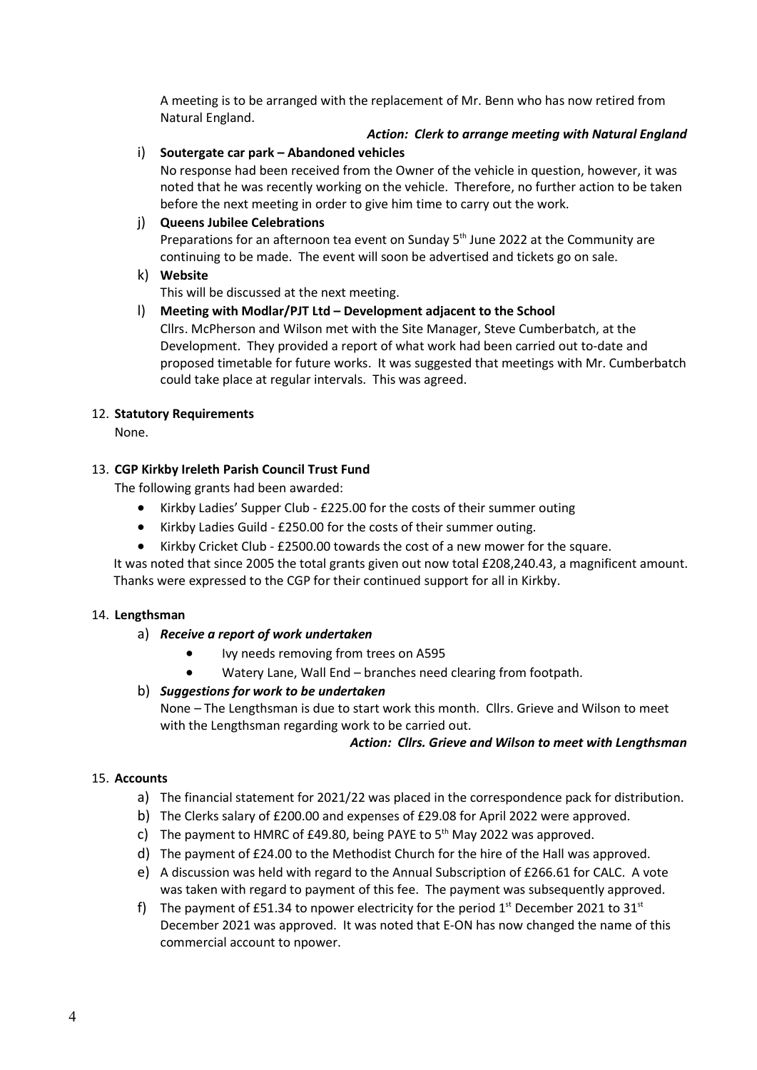A meeting is to be arranged with the replacement of Mr. Benn who has now retired from Natural England.

***Action: Clerk to arrange meeting with Natural England***

i) **Soutergate car park – Abandoned vehicles**

No response had been received from the Owner of the vehicle in question, however, it was noted that he was recently working on the vehicle. Therefore, no further action to be taken before the next meeting in order to give him time to carry out the work.

j) **Queens Jubilee Celebrations**

Preparations for an afternoon tea event on Sunday 5th June 2022 at the Community are continuing to be made. The event will soon be advertised and tickets go on sale.

k) **Website**

This will be discussed at the next meeting.

l) **Meeting with Modlar/PJT Ltd – Development adjacent to the School**

Cllrs. McPherson and Wilson met with the Site Manager, Steve Cumberbatch, at the Development. They provided a report of what work had been carried out to-date and proposed timetable for future works. It was suggested that meetings with Mr. Cumberbatch could take place at regular intervals. This was agreed.

12. **Statutory Requirements**

None.

13. **CGP Kirkby Ireleth Parish Council Trust Fund**

The following grants had been awarded:

- Kirkby Ladies' Supper Club - £225.00 for the costs of their summer outing
- Kirkby Ladies Guild - £250.00 for the costs of their summer outing.
- Kirkby Cricket Club - £2500.00 towards the cost of a new mower for the square.

It was noted that since 2005 the total grants given out now total £208,240.43, a magnificent amount. Thanks were expressed to the CGP for their continued support for all in Kirkby.

14. **Lengthsman**

a) ***Receive a report of work undertaken***

- Ivy needs removing from trees on A595
- Watery Lane, Wall End – branches need clearing from footpath.

b) ***Suggestions for work to be undertaken***

None – The Lengthsman is due to start work this month. Cllrs. Grieve and Wilson to meet with the Lengthsman regarding work to be carried out.

***Action: Cllrs. Grieve and Wilson to meet with Lengthsman***

15. **Accounts**

a) The financial statement for 2021/22 was placed in the correspondence pack for distribution.

b) The Clerks salary of £200.00 and expenses of £29.08 for April 2022 were approved.

c) The payment to HMRC of £49.80, being PAYE to 5th May 2022 was approved.

d) The payment of £24.00 to the Methodist Church for the hire of the Hall was approved.

e) A discussion was held with regard to the Annual Subscription of £266.61 for CALC. A vote was taken with regard to payment of this fee. The payment was subsequently approved.

f) The payment of £51.34 to npower electricity for the period 1st December 2021 to 31st December 2021 was approved. It was noted that E-ON has now changed the name of this commercial account to npower.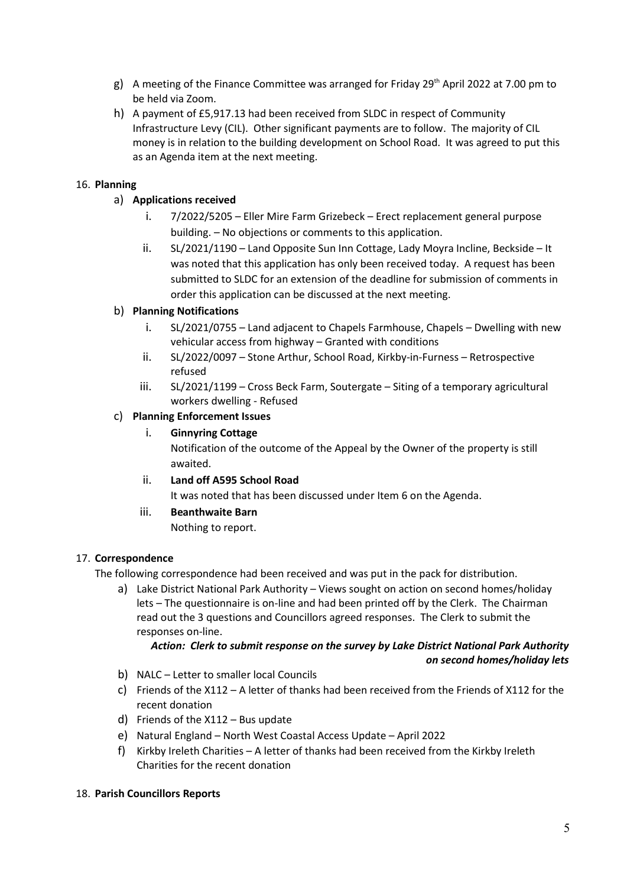g) A meeting of the Finance Committee was arranged for Friday 29th April 2022 at 7.00 pm to be held via Zoom.

h) A payment of £5,917.13 had been received from SLDC in respect of Community Infrastructure Levy (CIL). Other significant payments are to follow. The majority of CIL money is in relation to the building development on School Road. It was agreed to put this as an Agenda item at the next meeting.

16. **Planning**

   a) **Applications received**

      i. 7/2022/5205 – Eller Mire Farm Grizebeck – Erect replacement general purpose building. – No objections or comments to this application.

      ii. SL/2021/1190 – Land Opposite Sun Inn Cottage, Lady Moyra Incline, Beckside – It was noted that this application has only been received today. A request has been submitted to SLDC for an extension of the deadline for submission of comments in order this application can be discussed at the next meeting.

   b) **Planning Notifications**

      i. SL/2021/0755 – Land adjacent to Chapels Farmhouse, Chapels – Dwelling with new vehicular access from highway – Granted with conditions

      ii. SL/2022/0097 – Stone Arthur, School Road, Kirkby-in-Furness – Retrospective refused

      iii. SL/2021/1199 – Cross Beck Farm, Soutergate – Siting of a temporary agricultural workers dwelling - Refused

   c) **Planning Enforcement Issues**

      i. **Ginnyring Cottage**
         Notification of the outcome of the Appeal by the Owner of the property is still awaited.

      ii. **Land off A595 School Road**
         It was noted that has been discussed under Item 6 on the Agenda.

      iii. **Beanthwaite Barn**
         Nothing to report.

17. **Correspondence**

   The following correspondence had been received and was put in the pack for distribution.

   a) Lake District National Park Authority – Views sought on action on second homes/holiday lets – The questionnaire is on-line and had been printed off by the Clerk. The Chairman read out the 3 questions and Councillors agreed responses. The Clerk to submit the responses on-line.

      ***Action: Clerk to submit response on the survey by Lake District National Park Authority on second homes/holiday lets***

   b) NALC – Letter to smaller local Councils

   c) Friends of the X112 – A letter of thanks had been received from the Friends of X112 for the recent donation

   d) Friends of the X112 – Bus update

   e) Natural England – North West Coastal Access Update – April 2022

   f) Kirkby Ireleth Charities – A letter of thanks had been received from the Kirkby Ireleth Charities for the recent donation

18. **Parish Councillors Reports**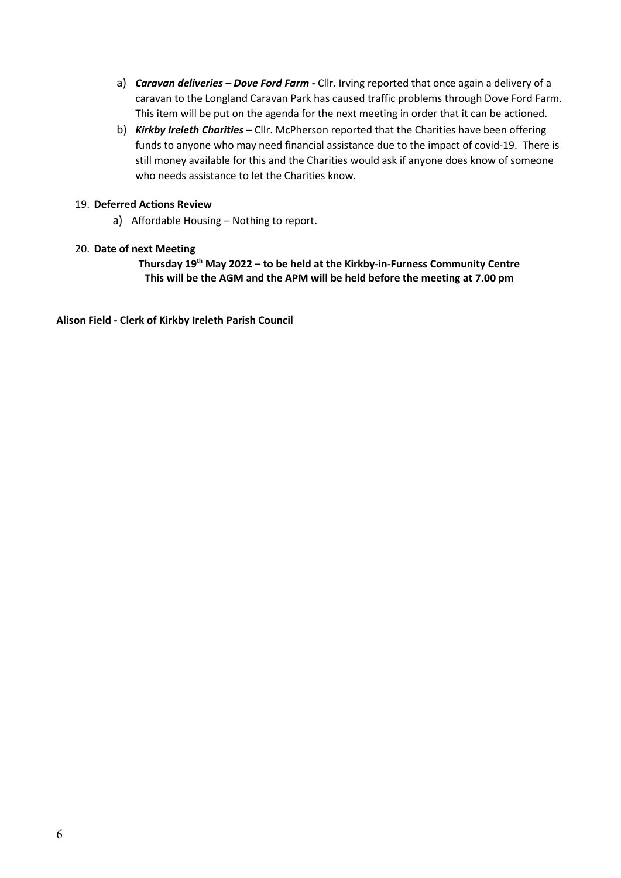a) ***Caravan deliveries – Dove Ford Farm -*** Cllr. Irving reported that once again a delivery of a caravan to the Longland Caravan Park has caused traffic problems through Dove Ford Farm. This item will be put on the agenda for the next meeting in order that it can be actioned.

b) ***Kirkby Ireleth Charities*** – Cllr. McPherson reported that the Charities have been offering funds to anyone who may need financial assistance due to the impact of covid-19. There is still money available for this and the Charities would ask if anyone does know of someone who needs assistance to let the Charities know.

19. **Deferred Actions Review**

    a) Affordable Housing – Nothing to report.

20. **Date of next Meeting**

**Thursday 19th May 2022 – to be held at the Kirkby-in-Furness Community Centre**
**This will be the AGM and the APM will be held before the meeting at 7.00 pm**

**Alison Field - Clerk of Kirkby Ireleth Parish Council**